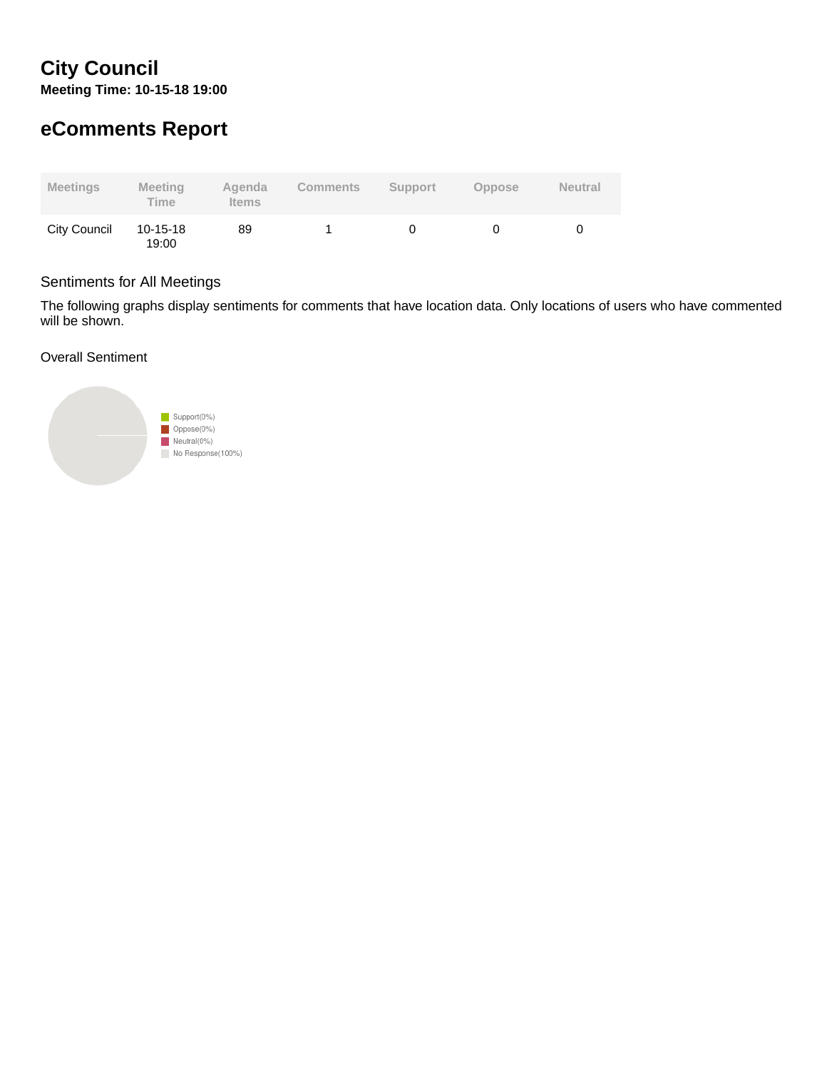# City Council

**Meeting Time: 10-15-18 19:00**

# eComments Report

| Meetings | Meeting Time | Agenda Items | Comments | Support | Oppose | Neutral |
|---|---|---|---|---|---|---|
| City Council | 10-15-18 19:00 | 89 | 1 | 0 | 0 | 0 |

## Sentiments for All Meetings

The following graphs display sentiments for comments that have location data. Only locations of users who have commented will be shown.

### Overall Sentiment

Support(0%)
Oppose(0%)
Neutral(0%)
No Response(100%)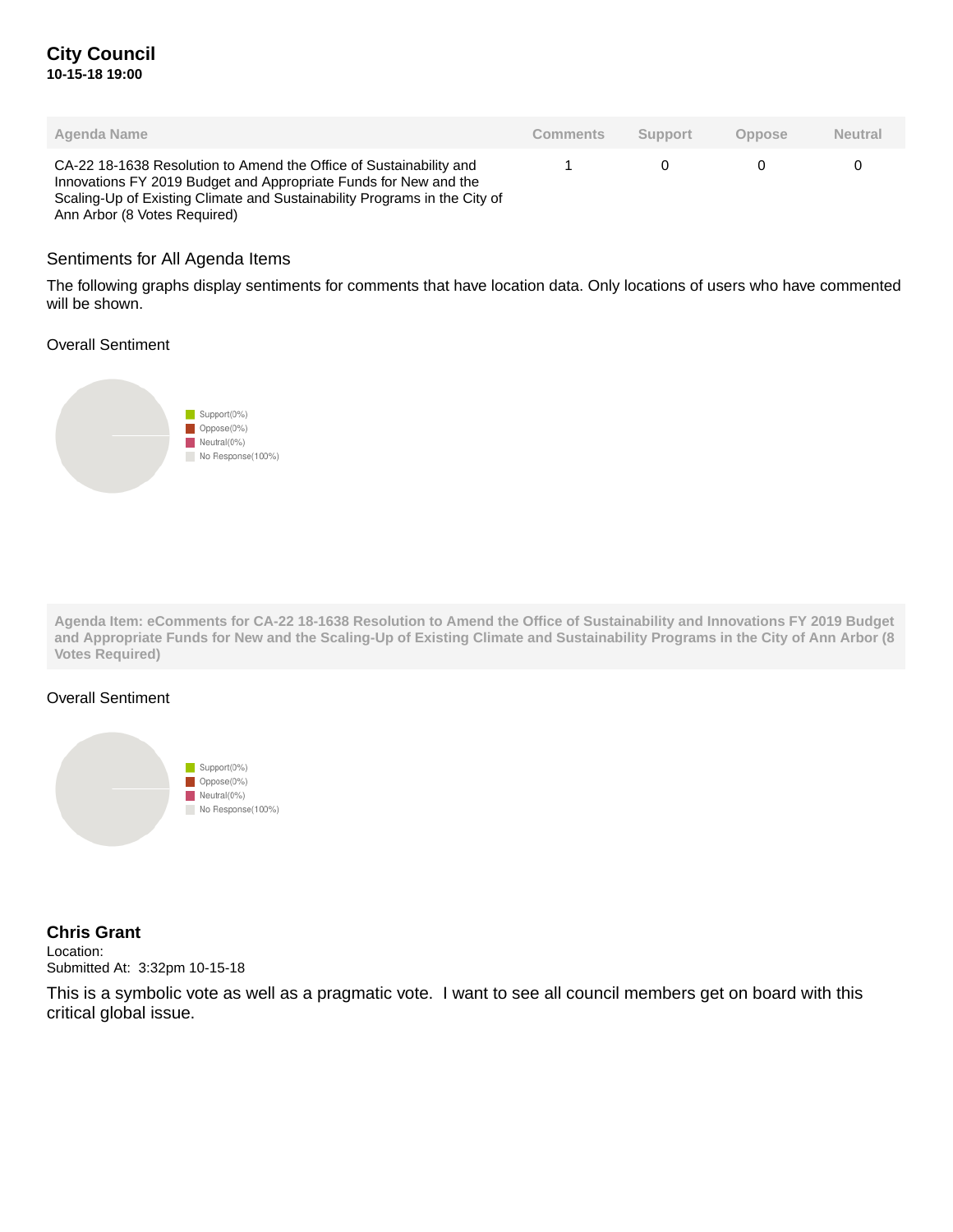# City Council

**10-15-18 19:00**

| Agenda Name | Comments | Support | Oppose | Neutral |
|---|---|---|---|---|
| CA-22 18-1638 Resolution to Amend the Office of Sustainability and Innovations FY 2019 Budget and Appropriate Funds for New and the Scaling-Up of Existing Climate and Sustainability Programs in the City of Ann Arbor (8 Votes Required) | 1 | 0 | 0 | 0 |

## Sentiments for All Agenda Items

The following graphs display sentiments for comments that have location data. Only locations of users who have commented will be shown.

### Overall Sentiment

Support(0%)
Oppose(0%)
Neutral(0%)
No Response(100%)

**Agenda Item: eComments for CA-22 18-1638 Resolution to Amend the Office of Sustainability and Innovations FY 2019 Budget and Appropriate Funds for New and the Scaling-Up of Existing Climate and Sustainability Programs in the City of Ann Arbor (8 Votes Required)**

### Overall Sentiment

Support(0%)
Oppose(0%)
Neutral(0%)
No Response(100%)

**Chris Grant**
Location:
Submitted At: 3:32pm 10-15-18

This is a symbolic vote as well as a pragmatic vote. I want to see all council members get on board with this critical global issue.